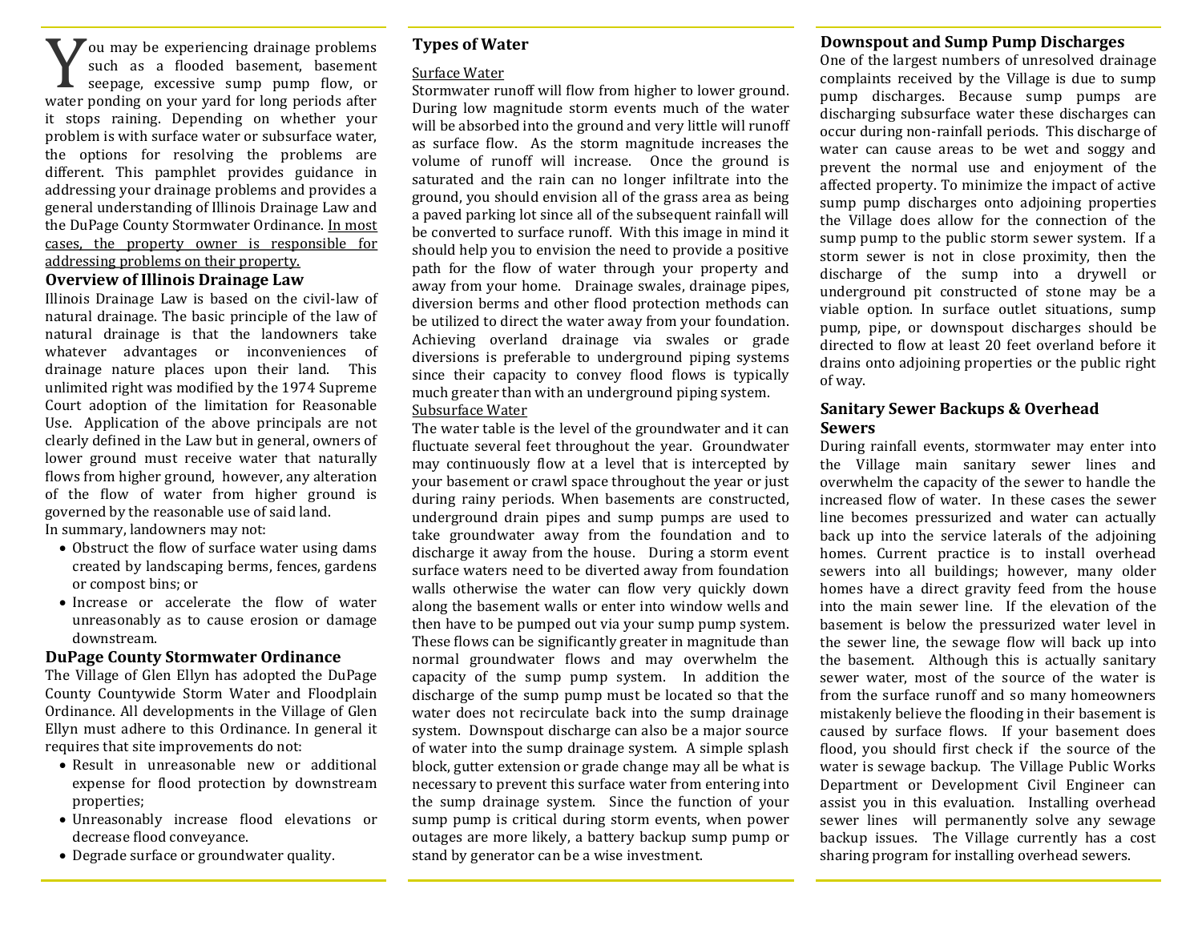You may be experiencing drainage problems such as a flooded basement, basement seepage, excessive sump pump flow, or water ponding on your yard for long periods after it stops raining. Depending on whether your problem is with surface water or subsurface water, the options for resolving the problems are different. This pamphlet provides guidance in addressing your drainage problems and provides a general understanding of Illinois Drainage Law and the DuPage County Stormwater Ordinance. <u>In most cases, the property owner is responsible for addressing problems on their property.</u>

## Overview of Illinois Drainage Law

Illinois Drainage Law is based on the civil-law of natural drainage. The basic principle of the law of natural drainage is that the landowners take whatever advantages or inconveniences of drainage nature places upon their land. This unlimited right was modified by the 1974 Supreme Court adoption of the limitation for Reasonable Use. Application of the above principals are not clearly defined in the Law but in general, owners of lower ground must receive water that naturally flows from higher ground, however, any alteration of the flow of water from higher ground is governed by the reasonable use of said land.

In summary, landowners may not:

- Obstruct the flow of surface water using dams created by landscaping berms, fences, gardens or compost bins; or
- Increase or accelerate the flow of water unreasonably as to cause erosion or damage downstream.

## DuPage County Stormwater Ordinance

The Village of Glen Ellyn has adopted the DuPage County Countywide Storm Water and Floodplain Ordinance. All developments in the Village of Glen Ellyn must adhere to this Ordinance. In general it requires that site improvements do not:

- Result in unreasonable new or additional expense for flood protection by downstream properties;
- Unreasonably increase flood elevations or decrease flood conveyance.
- Degrade surface or groundwater quality.

## Types of Water

<u>Surface Water</u>

Stormwater runoff will flow from higher to lower ground. During low magnitude storm events much of the water will be absorbed into the ground and very little will runoff as surface flow. As the storm magnitude increases the volume of runoff will increase. Once the ground is saturated and the rain can no longer infiltrate into the ground, you should envision all of the grass area as being a paved parking lot since all of the subsequent rainfall will be converted to surface runoff. With this image in mind it should help you to envision the need to provide a positive path for the flow of water through your property and away from your home. Drainage swales, drainage pipes, diversion berms and other flood protection methods can be utilized to direct the water away from your foundation. Achieving overland drainage via swales or grade diversions is preferable to underground piping systems since their capacity to convey flood flows is typically much greater than with an underground piping system.

<u>Subsurface Water</u>

The water table is the level of the groundwater and it can fluctuate several feet throughout the year. Groundwater may continuously flow at a level that is intercepted by your basement or crawl space throughout the year or just during rainy periods. When basements are constructed, underground drain pipes and sump pumps are used to take groundwater away from the foundation and to discharge it away from the house. During a storm event surface waters need to be diverted away from foundation walls otherwise the water can flow very quickly down along the basement walls or enter into window wells and then have to be pumped out via your sump pump system. These flows can be significantly greater in magnitude than normal groundwater flows and may overwhelm the capacity of the sump pump system. In addition the discharge of the sump pump must be located so that the water does not recirculate back into the sump drainage system. Downspout discharge can also be a major source of water into the sump drainage system. A simple splash block, gutter extension or grade change may all be what is necessary to prevent this surface water from entering into the sump drainage system. Since the function of your sump pump is critical during storm events, when power outages are more likely, a battery backup sump pump or stand by generator can be a wise investment.

## Downspout and Sump Pump Discharges

One of the largest numbers of unresolved drainage complaints received by the Village is due to sump pump discharges. Because sump pumps are discharging subsurface water these discharges can occur during non-rainfall periods. This discharge of water can cause areas to be wet and soggy and prevent the normal use and enjoyment of the affected property. To minimize the impact of active sump pump discharges onto adjoining properties the Village does allow for the connection of the sump pump to the public storm sewer system. If a storm sewer is not in close proximity, then the discharge of the sump into a drywell or underground pit constructed of stone may be a viable option. In surface outlet situations, sump pump, pipe, or downspout discharges should be directed to flow at least 20 feet overland before it drains onto adjoining properties or the public right of way.

## Sanitary Sewer Backups & Overhead Sewers

During rainfall events, stormwater may enter into the Village main sanitary sewer lines and overwhelm the capacity of the sewer to handle the increased flow of water. In these cases the sewer line becomes pressurized and water can actually back up into the service laterals of the adjoining homes. Current practice is to install overhead sewers into all buildings; however, many older homes have a direct gravity feed from the house into the main sewer line. If the elevation of the basement is below the pressurized water level in the sewer line, the sewage flow will back up into the basement. Although this is actually sanitary sewer water, most of the source of the water is from the surface runoff and so many homeowners mistakenly believe the flooding in their basement is caused by surface flows. If your basement does flood, you should first check if the source of the water is sewage backup. The Village Public Works Department or Development Civil Engineer can assist you in this evaluation. Installing overhead sewer lines will permanently solve any sewage backup issues. The Village currently has a cost sharing program for installing overhead sewers.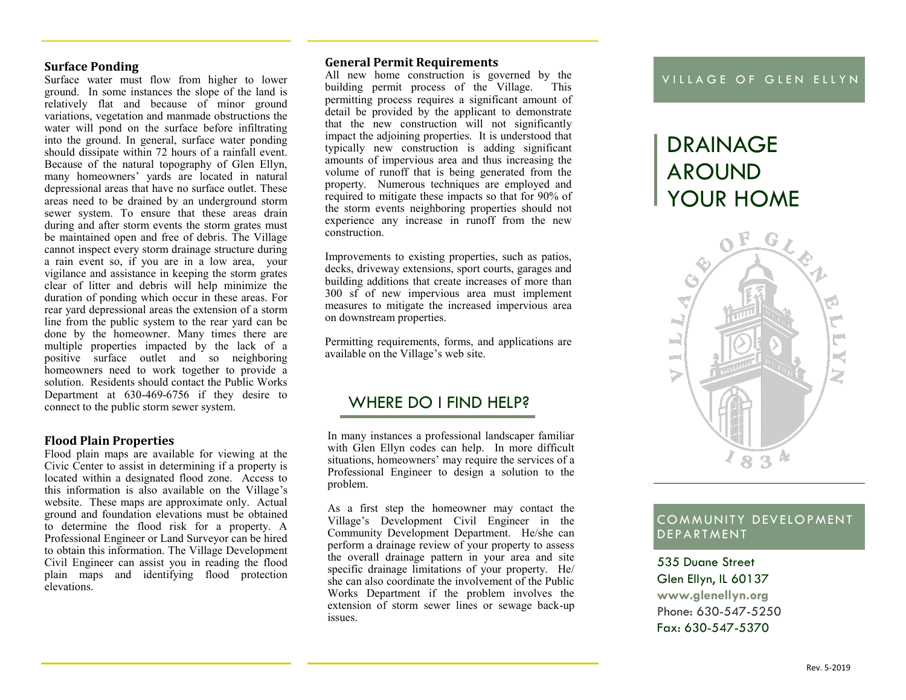## Surface Ponding

Surface water must flow from higher to lower ground. In some instances the slope of the land is relatively flat and because of minor ground variations, vegetation and manmade obstructions the water will pond on the surface before infiltrating into the ground. In general, surface water ponding should dissipate within 72 hours of a rainfall event. Because of the natural topography of Glen Ellyn, many homeowners' yards are located in natural depressional areas that have no surface outlet. These areas need to be drained by an underground storm sewer system. To ensure that these areas drain during and after storm events the storm grates must be maintained open and free of debris. The Village cannot inspect every storm drainage structure during a rain event so, if you are in a low area, your vigilance and assistance in keeping the storm grates clear of litter and debris will help minimize the duration of ponding which occur in these areas. For rear yard depressional areas the extension of a storm line from the public system to the rear yard can be done by the homeowner. Many times there are multiple properties impacted by the lack of a positive surface outlet and so neighboring homeowners need to work together to provide a solution. Residents should contact the Public Works Department at 630-469-6756 if they desire to connect to the public storm sewer system.

## Flood Plain Properties

Flood plain maps are available for viewing at the Civic Center to assist in determining if a property is located within a designated flood zone. Access to this information is also available on the Village's website. These maps are approximate only. Actual ground and foundation elevations must be obtained to determine the flood risk for a property. A Professional Engineer or Land Surveyor can be hired to obtain this information. The Village Development Civil Engineer can assist you in reading the flood plain maps and identifying flood protection elevations.

## General Permit Requirements

All new home construction is governed by the building permit process of the Village. This permitting process requires a significant amount of detail be provided by the applicant to demonstrate that the new construction will not significantly impact the adjoining properties. It is understood that typically new construction is adding significant amounts of impervious area and thus increasing the volume of runoff that is being generated from the property. Numerous techniques are employed and required to mitigate these impacts so that for 90% of the storm events neighboring properties should not experience any increase in runoff from the new construction.

Improvements to existing properties, such as patios, decks, driveway extensions, sport courts, garages and building additions that create increases of more than 300 sf of new impervious area must implement measures to mitigate the increased impervious area on downstream properties.

Permitting requirements, forms, and applications are available on the Village's web site.

## WHERE DO I FIND HELP?

In many instances a professional landscaper familiar with Glen Ellyn codes can help. In more difficult situations, homeowners' may require the services of a Professional Engineer to design a solution to the problem.

As a first step the homeowner may contact the Village's Development Civil Engineer in the Community Development Department. He/she can perform a drainage review of your property to assess the overall drainage pattern in your area and site specific drainage limitations of your property. He/she can also coordinate the involvement of the Public Works Department if the problem involves the extension of storm sewer lines or sewage back-up issues.

VILLAGE OF GLEN ELLYN

# DRAINAGE AROUND YOUR HOME

VILLAGE OF GLEN ELLYN 1834

COMMUNITY DEVELOPMENT DEPARTMENT

535 Duane Street
Glen Ellyn, IL 60137
**www.glenellyn.org**
Phone: 630-547-5250
Fax: 630-547-5370

Rev. 5-2019